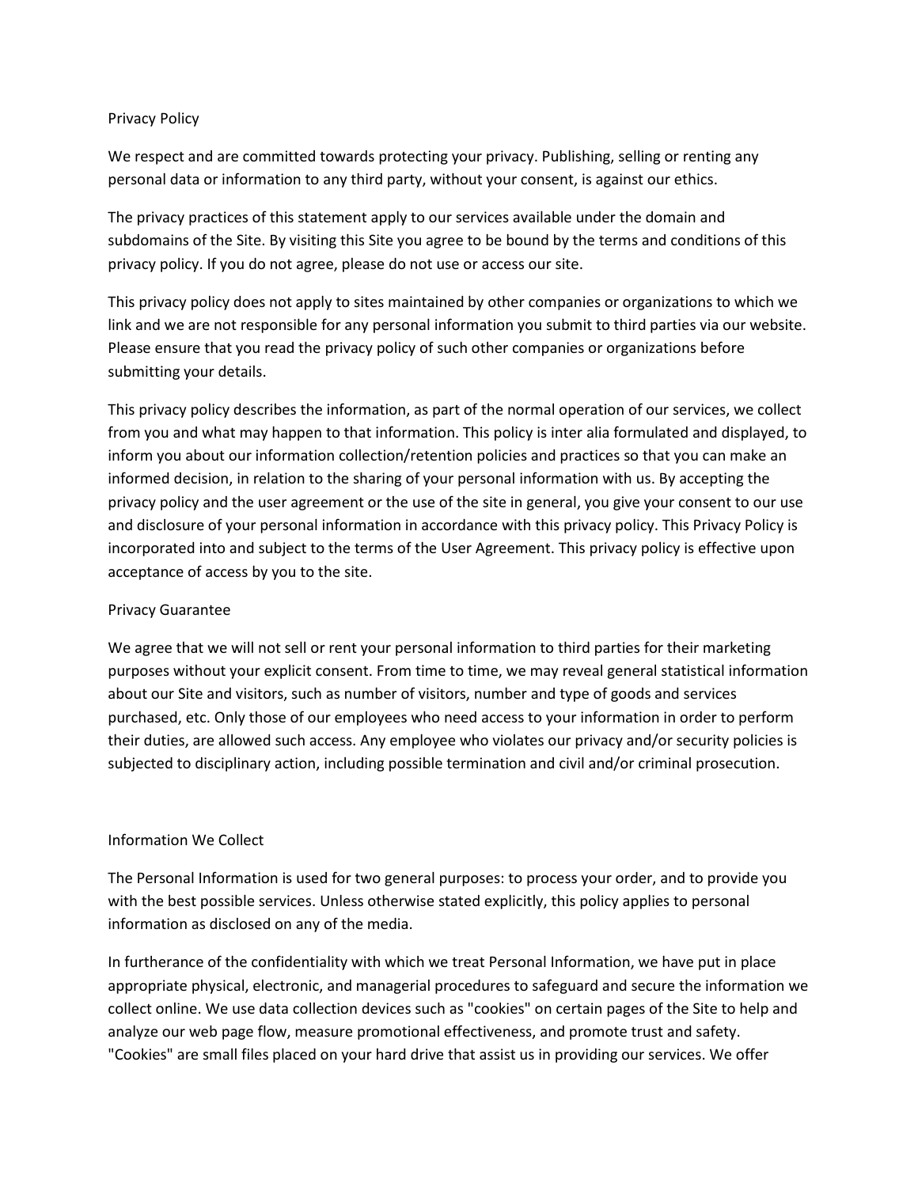# Privacy Policy

We respect and are committed towards protecting your privacy. Publishing, selling or renting any personal data or information to any third party, without your consent, is against our ethics.

The privacy practices of this statement apply to our services available under the domain and subdomains of the Site. By visiting this Site you agree to be bound by the terms and conditions of this privacy policy. If you do not agree, please do not use or access our site.

This privacy policy does not apply to sites maintained by other companies or organizations to which we link and we are not responsible for any personal information you submit to third parties via our website. Please ensure that you read the privacy policy of such other companies or organizations before submitting your details.

This privacy policy describes the information, as part of the normal operation of our services, we collect from you and what may happen to that information. This policy is inter alia formulated and displayed, to inform you about our information collection/retention policies and practices so that you can make an informed decision, in relation to the sharing of your personal information with us. By accepting the privacy policy and the user agreement or the use of the site in general, you give your consent to our use and disclosure of your personal information in accordance with this privacy policy. This Privacy Policy is incorporated into and subject to the terms of the User Agreement. This privacy policy is effective upon acceptance of access by you to the site.

## Privacy Guarantee

We agree that we will not sell or rent your personal information to third parties for their marketing purposes without your explicit consent. From time to time, we may reveal general statistical information about our Site and visitors, such as number of visitors, number and type of goods and services purchased, etc. Only those of our employees who need access to your information in order to perform their duties, are allowed such access. Any employee who violates our privacy and/or security policies is subjected to disciplinary action, including possible termination and civil and/or criminal prosecution.

## Information We Collect

The Personal Information is used for two general purposes: to process your order, and to provide you with the best possible services. Unless otherwise stated explicitly, this policy applies to personal information as disclosed on any of the media.

In furtherance of the confidentiality with which we treat Personal Information, we have put in place appropriate physical, electronic, and managerial procedures to safeguard and secure the information we collect online. We use data collection devices such as "cookies" on certain pages of the Site to help and analyze our web page flow, measure promotional effectiveness, and promote trust and safety. "Cookies" are small files placed on your hard drive that assist us in providing our services. We offer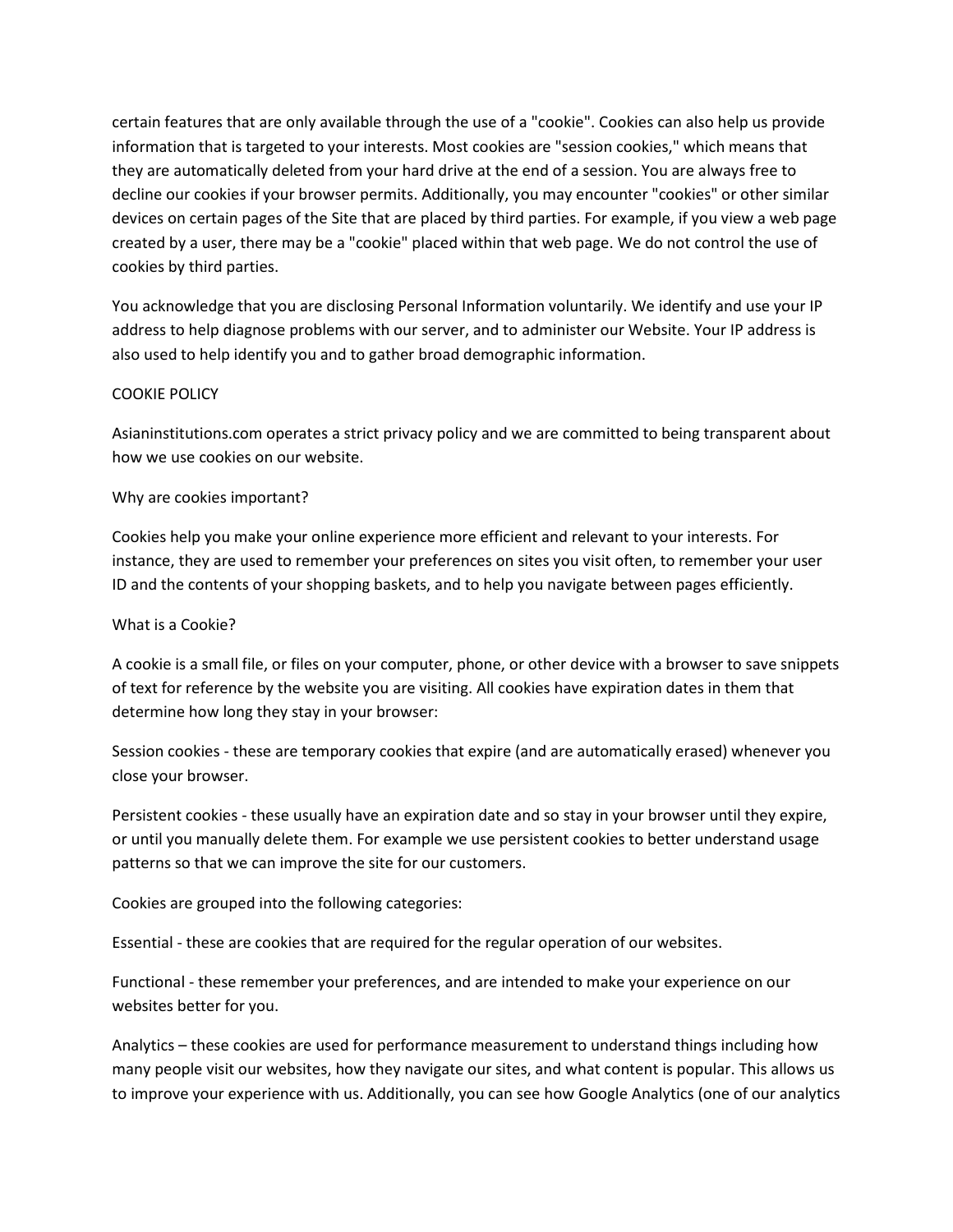certain features that are only available through the use of a "cookie". Cookies can also help us provide information that is targeted to your interests. Most cookies are "session cookies," which means that they are automatically deleted from your hard drive at the end of a session. You are always free to decline our cookies if your browser permits. Additionally, you may encounter "cookies" or other similar devices on certain pages of the Site that are placed by third parties. For example, if you view a web page created by a user, there may be a "cookie" placed within that web page. We do not control the use of cookies by third parties.

You acknowledge that you are disclosing Personal Information voluntarily. We identify and use your IP address to help diagnose problems with our server, and to administer our Website. Your IP address is also used to help identify you and to gather broad demographic information.

COOKIE POLICY

Asianinstitutions.com operates a strict privacy policy and we are committed to being transparent about how we use cookies on our website.

Why are cookies important?

Cookies help you make your online experience more efficient and relevant to your interests. For instance, they are used to remember your preferences on sites you visit often, to remember your user ID and the contents of your shopping baskets, and to help you navigate between pages efficiently.

What is a Cookie?

A cookie is a small file, or files on your computer, phone, or other device with a browser to save snippets of text for reference by the website you are visiting. All cookies have expiration dates in them that determine how long they stay in your browser:

Session cookies - these are temporary cookies that expire (and are automatically erased) whenever you close your browser.

Persistent cookies - these usually have an expiration date and so stay in your browser until they expire, or until you manually delete them. For example we use persistent cookies to better understand usage patterns so that we can improve the site for our customers.

Cookies are grouped into the following categories:

Essential - these are cookies that are required for the regular operation of our websites.

Functional - these remember your preferences, and are intended to make your experience on our websites better for you.

Analytics – these cookies are used for performance measurement to understand things including how many people visit our websites, how they navigate our sites, and what content is popular. This allows us to improve your experience with us. Additionally, you can see how Google Analytics (one of our analytics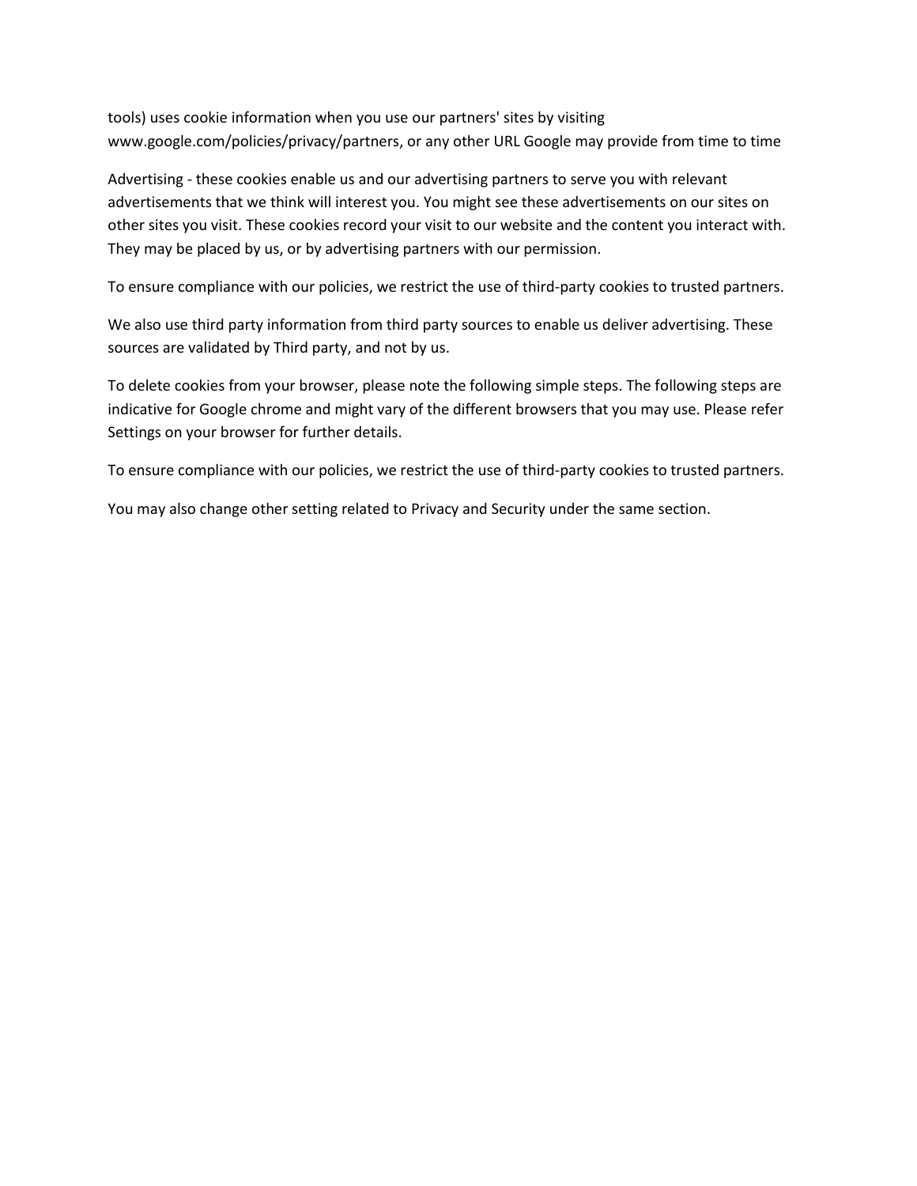tools) uses cookie information when you use our partners' sites by visiting www.google.com/policies/privacy/partners, or any other URL Google may provide from time to time

Advertising - these cookies enable us and our advertising partners to serve you with relevant advertisements that we think will interest you. You might see these advertisements on our sites on other sites you visit. These cookies record your visit to our website and the content you interact with. They may be placed by us, or by advertising partners with our permission.

To ensure compliance with our policies, we restrict the use of third-party cookies to trusted partners.

We also use third party information from third party sources to enable us deliver advertising. These sources are validated by Third party, and not by us.

To delete cookies from your browser, please note the following simple steps. The following steps are indicative for Google chrome and might vary of the different browsers that you may use. Please refer Settings on your browser for further details.

To ensure compliance with our policies, we restrict the use of third-party cookies to trusted partners.

You may also change other setting related to Privacy and Security under the same section.